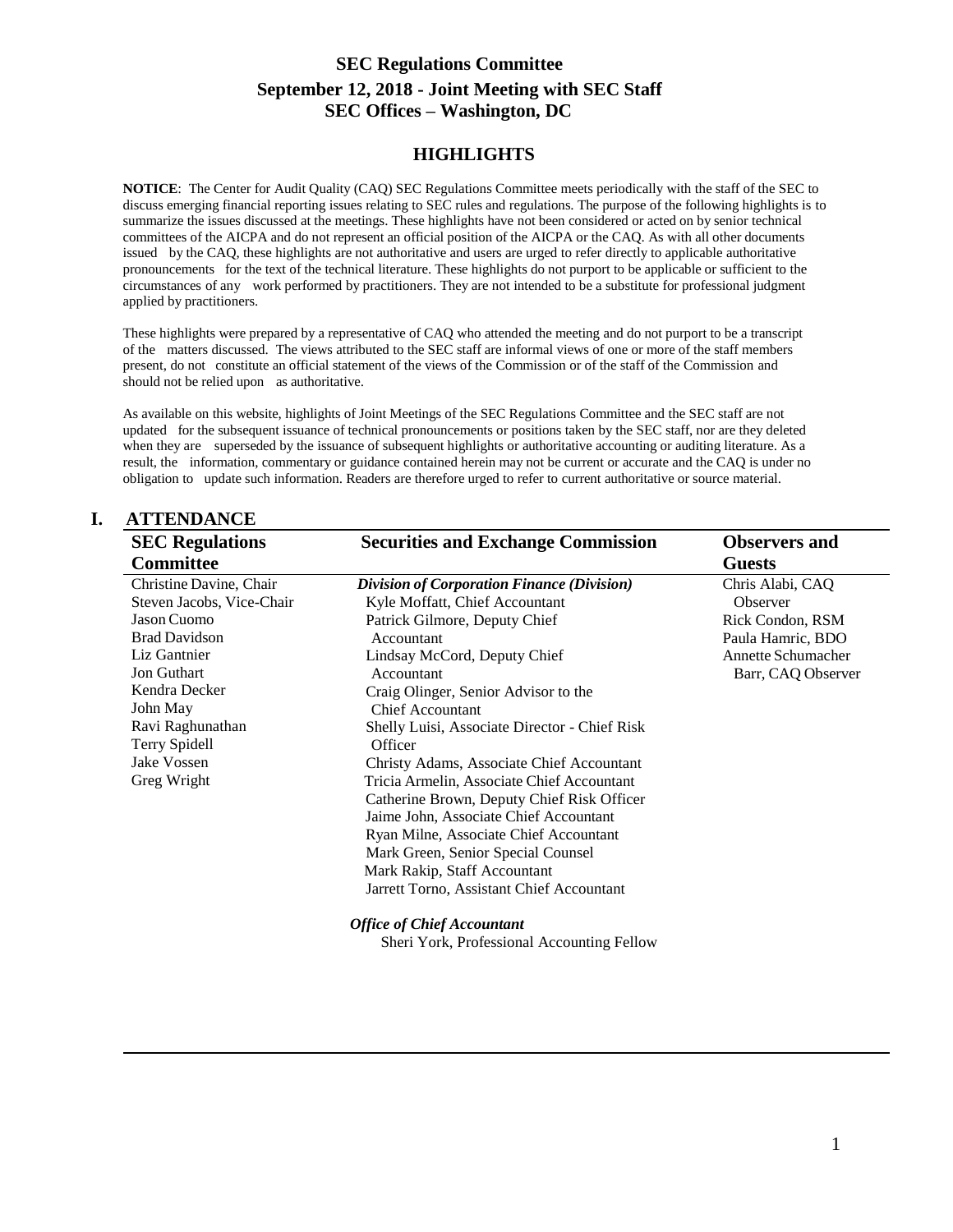# SEC Regulations Committee
## September 12, 2018 - Joint Meeting with SEC Staff
## SEC Offices – Washington, DC

## HIGHLIGHTS

**NOTICE**: The Center for Audit Quality (CAQ) SEC Regulations Committee meets periodically with the staff of the SEC to discuss emerging financial reporting issues relating to SEC rules and regulations. The purpose of the following highlights is to summarize the issues discussed at the meetings. These highlights have not been considered or acted on by senior technical committees of the AICPA and do not represent an official position of the AICPA or the CAQ. As with all other documents issued by the CAQ, these highlights are not authoritative and users are urged to refer directly to applicable authoritative pronouncements for the text of the technical literature. These highlights do not purport to be applicable or sufficient to the circumstances of any work performed by practitioners. They are not intended to be a substitute for professional judgment applied by practitioners.

These highlights were prepared by a representative of CAQ who attended the meeting and do not purport to be a transcript of the matters discussed. The views attributed to the SEC staff are informal views of one or more of the staff members present, do not constitute an official statement of the views of the Commission or of the staff of the Commission and should not be relied upon as authoritative.

As available on this website, highlights of Joint Meetings of the SEC Regulations Committee and the SEC staff are not updated for the subsequent issuance of technical pronouncements or positions taken by the SEC staff, nor are they deleted when they are superseded by the issuance of subsequent highlights or authoritative accounting or auditing literature. As a result, the information, commentary or guidance contained herein may not be current or accurate and the CAQ is under no obligation to update such information. Readers are therefore urged to refer to current authoritative or source material.

## I. ATTENDANCE

| SEC Regulations Committee | Securities and Exchange Commission | Observers and Guests |
|---|---|---|
| Christine Davine, Chair | ***Division of Corporation Finance (Division)*** | Chris Alabi, CAQ Observer |
| Steven Jacobs, Vice-Chair | Kyle Moffatt, Chief Accountant | Rick Condon, RSM |
| Jason Cuomo | Patrick Gilmore, Deputy Chief Accountant | Paula Hamric, BDO |
| Brad Davidson | Lindsay McCord, Deputy Chief Accountant | Annette Schumacher Barr, CAQ Observer |
| Liz Gantnier | Craig Olinger, Senior Advisor to the Chief Accountant | |
| Jon Guthart | Shelly Luisi, Associate Director - Chief Risk Officer | |
| Kendra Decker | Christy Adams, Associate Chief Accountant | |
| John May | Tricia Armelin, Associate Chief Accountant | |
| Ravi Raghunathan | Catherine Brown, Deputy Chief Risk Officer | |
| Terry Spidell | Jaime John, Associate Chief Accountant | |
| Jake Vossen | Ryan Milne, Associate Chief Accountant | |
| Greg Wright | Mark Green, Senior Special Counsel | |
| | Mark Rakip, Staff Accountant | |
| | Jarrett Torno, Assistant Chief Accountant | |
| | ***Office of Chief Accountant*** | |
| | Sheri York, Professional Accounting Fellow | |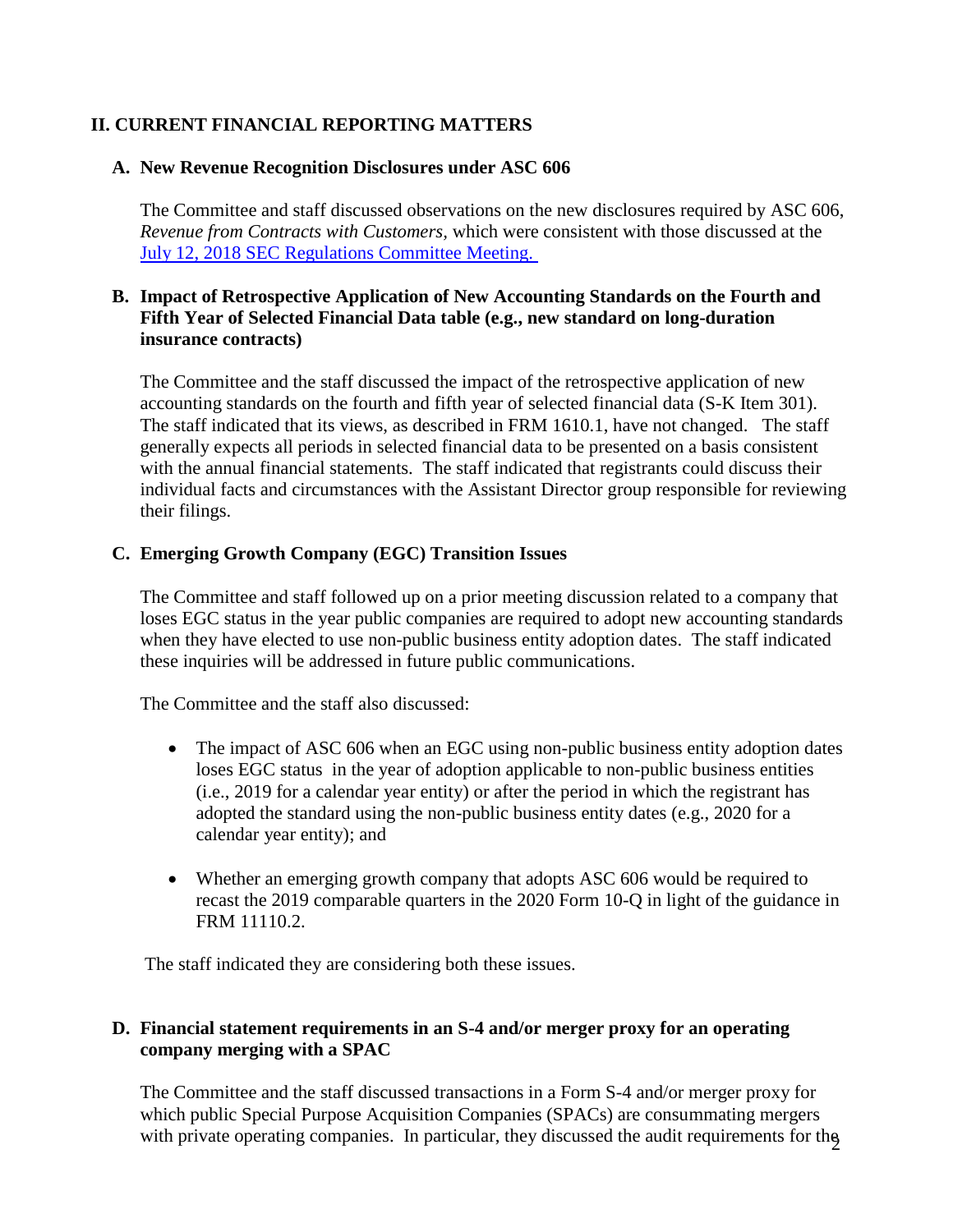## II. CURRENT FINANCIAL REPORTING MATTERS

### A. New Revenue Recognition Disclosures under ASC 606

The Committee and staff discussed observations on the new disclosures required by ASC 606, *Revenue from Contracts with Customers*, which were consistent with those discussed at the [July 12, 2018 SEC Regulations Committee Meeting.]

### B. Impact of Retrospective Application of New Accounting Standards on the Fourth and Fifth Year of Selected Financial Data table (e.g., new standard on long-duration insurance contracts)

The Committee and the staff discussed the impact of the retrospective application of new accounting standards on the fourth and fifth year of selected financial data (S-K Item 301). The staff indicated that its views, as described in FRM 1610.1, have not changed. The staff generally expects all periods in selected financial data to be presented on a basis consistent with the annual financial statements. The staff indicated that registrants could discuss their individual facts and circumstances with the Assistant Director group responsible for reviewing their filings.

### C. Emerging Growth Company (EGC) Transition Issues

The Committee and staff followed up on a prior meeting discussion related to a company that loses EGC status in the year public companies are required to adopt new accounting standards when they have elected to use non-public business entity adoption dates. The staff indicated these inquiries will be addressed in future public communications.

The Committee and the staff also discussed:

- The impact of ASC 606 when an EGC using non-public business entity adoption dates loses EGC status in the year of adoption applicable to non-public business entities (i.e., 2019 for a calendar year entity) or after the period in which the registrant has adopted the standard using the non-public business entity dates (e.g., 2020 for a calendar year entity); and
- Whether an emerging growth company that adopts ASC 606 would be required to recast the 2019 comparable quarters in the 2020 Form 10-Q in light of the guidance in FRM 11110.2.

The staff indicated they are considering both these issues.

### D. Financial statement requirements in an S-4 and/or merger proxy for an operating company merging with a SPAC

The Committee and the staff discussed transactions in a Form S-4 and/or merger proxy for which public Special Purpose Acquisition Companies (SPACs) are consummating mergers with private operating companies. In particular, they discussed the audit requirements for the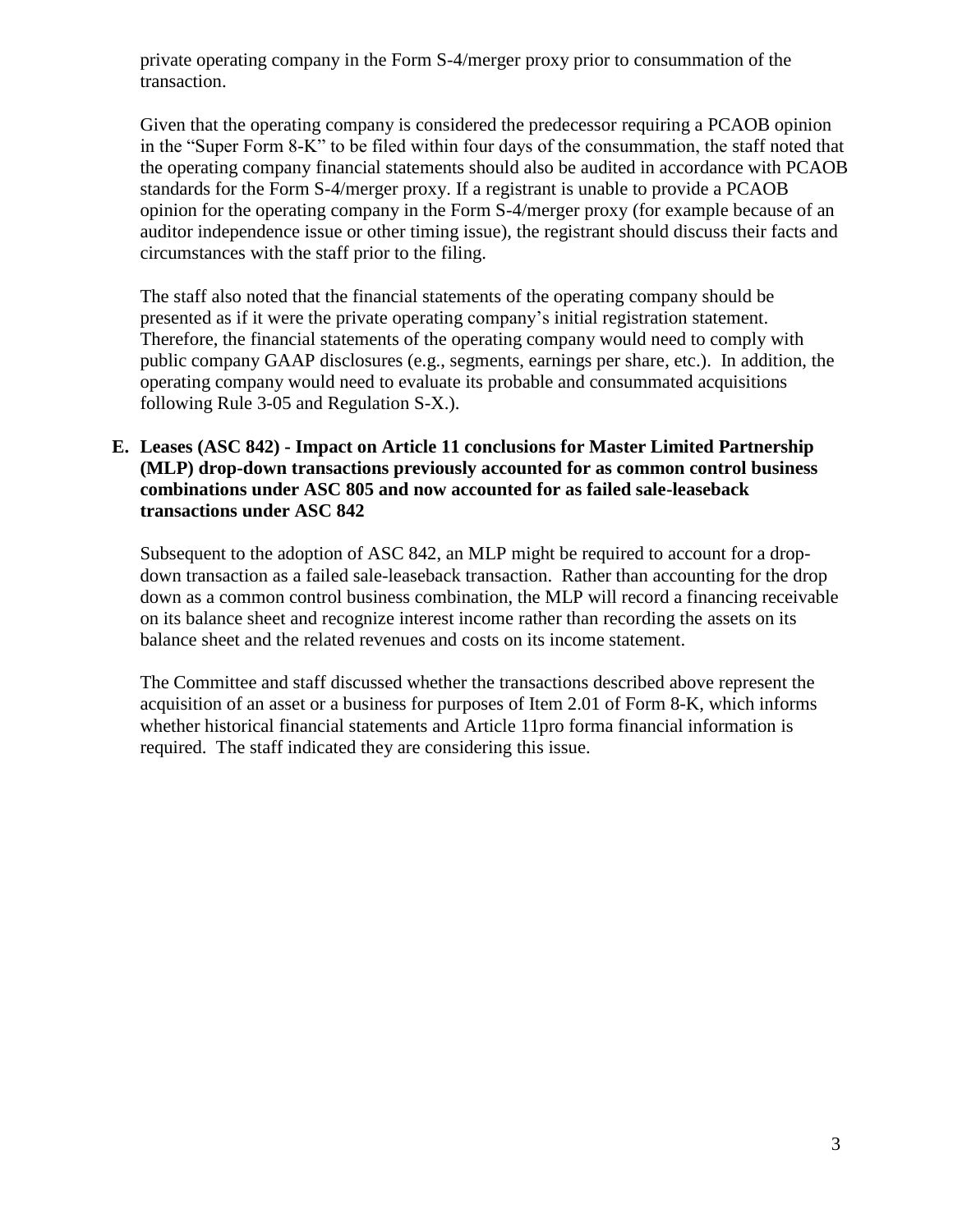private operating company in the Form S-4/merger proxy prior to consummation of the transaction.

Given that the operating company is considered the predecessor requiring a PCAOB opinion in the "Super Form 8-K" to be filed within four days of the consummation, the staff noted that the operating company financial statements should also be audited in accordance with PCAOB standards for the Form S-4/merger proxy. If a registrant is unable to provide a PCAOB opinion for the operating company in the Form S-4/merger proxy (for example because of an auditor independence issue or other timing issue), the registrant should discuss their facts and circumstances with the staff prior to the filing.

The staff also noted that the financial statements of the operating company should be presented as if it were the private operating company's initial registration statement. Therefore, the financial statements of the operating company would need to comply with public company GAAP disclosures (e.g., segments, earnings per share, etc.). In addition, the operating company would need to evaluate its probable and consummated acquisitions following Rule 3-05 and Regulation S-X.).

**E. Leases (ASC 842) - Impact on Article 11 conclusions for Master Limited Partnership (MLP) drop-down transactions previously accounted for as common control business combinations under ASC 805 and now accounted for as failed sale-leaseback transactions under ASC 842**

Subsequent to the adoption of ASC 842, an MLP might be required to account for a drop-down transaction as a failed sale-leaseback transaction. Rather than accounting for the drop down as a common control business combination, the MLP will record a financing receivable on its balance sheet and recognize interest income rather than recording the assets on its balance sheet and the related revenues and costs on its income statement.

The Committee and staff discussed whether the transactions described above represent the acquisition of an asset or a business for purposes of Item 2.01 of Form 8-K, which informs whether historical financial statements and Article 11pro forma financial information is required. The staff indicated they are considering this issue.